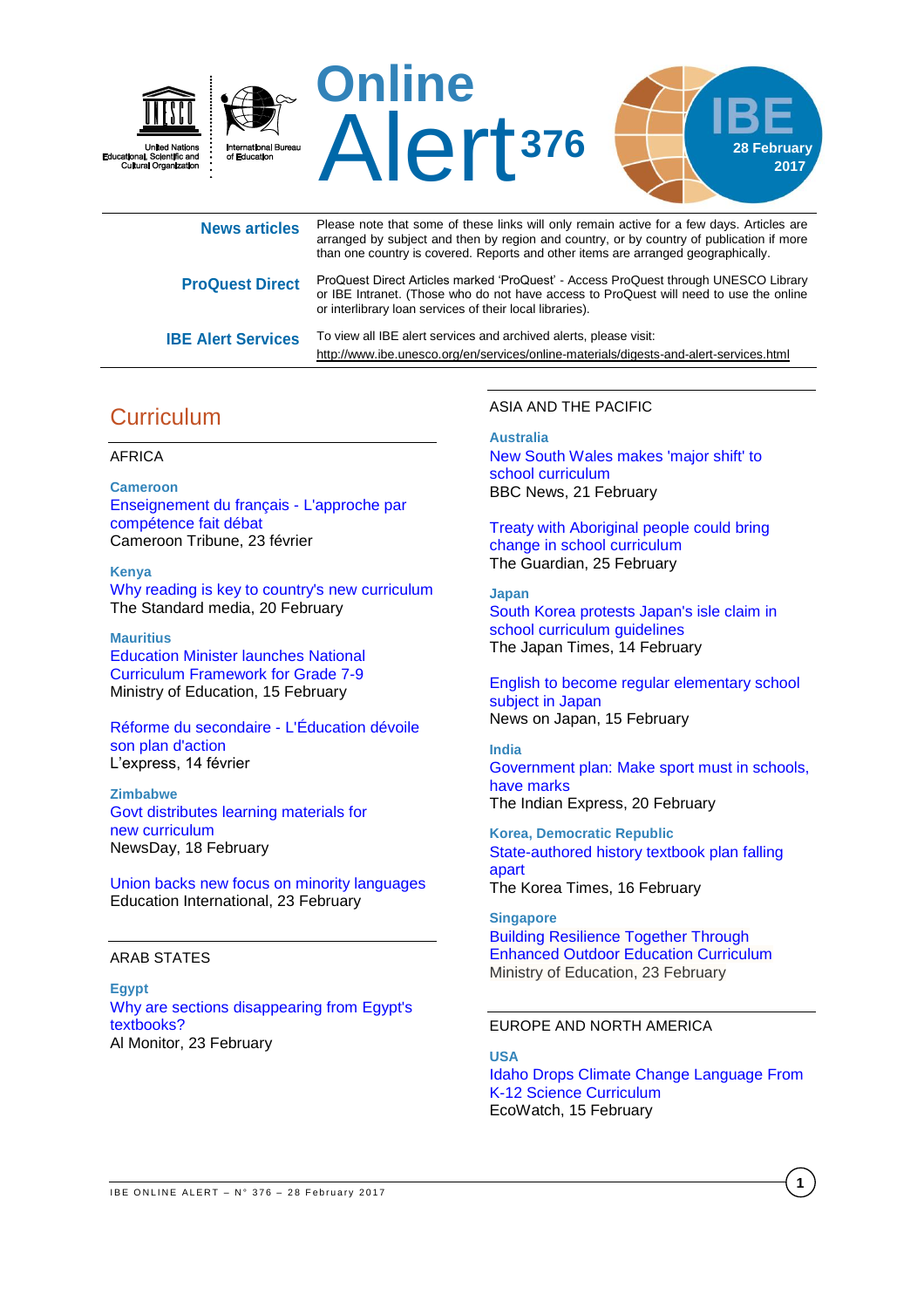# Online Alert 376

**IBE**
**28 February 2017**

United Nations Educational, Scientific and Cultural Organization — International Bureau of Education

**News articles** — Please note that some of these links will only remain active for a few days. Articles are arranged by subject and then by region and country, or by country of publication if more than one country is covered. Reports and other items are arranged geographically.

**ProQuest Direct** — ProQuest Direct Articles marked 'ProQuest' - Access ProQuest through UNESCO Library or IBE Intranet. (Those who do not have access to ProQuest will need to use the online or interlibrary loan services of their local libraries).

**IBE Alert Services** — To view all IBE alert services and archived alerts, please visit:
http://www.ibe.unesco.org/en/services/online-materials/digests-and-alert-services.html

## Curriculum

### AFRICA

**Cameroon**

Enseignement du français - L'approche par compétence fait débat
Cameroon Tribune, 23 février

**Kenya**

Why reading is key to country's new curriculum
The Standard media, 20 February

**Mauritius**

Education Minister launches National Curriculum Framework for Grade 7-9
Ministry of Education, 15 February

Réforme du secondaire - L'Éducation dévoile son plan d'action
L'express, 14 février

**Zimbabwe**

Govt distributes learning materials for new curriculum
NewsDay, 18 February

Union backs new focus on minority languages
Education International, 23 February

### ARAB STATES

**Egypt**

Why are sections disappearing from Egypt's textbooks?
Al Monitor, 23 February

### ASIA AND THE PACIFIC

**Australia**

New South Wales makes 'major shift' to school curriculum
BBC News, 21 February

Treaty with Aboriginal people could bring change in school curriculum
The Guardian, 25 February

**Japan**

South Korea protests Japan's isle claim in school curriculum guidelines
The Japan Times, 14 February

English to become regular elementary school subject in Japan
News on Japan, 15 February

**India**

Government plan: Make sport must in schools, have marks
The Indian Express, 20 February

**Korea, Democratic Republic**

State-authored history textbook plan falling apart
The Korea Times, 16 February

**Singapore**

Building Resilience Together Through Enhanced Outdoor Education Curriculum
Ministry of Education, 23 February

### EUROPE AND NORTH AMERICA

**USA**

Idaho Drops Climate Change Language From K-12 Science Curriculum
EcoWatch, 15 February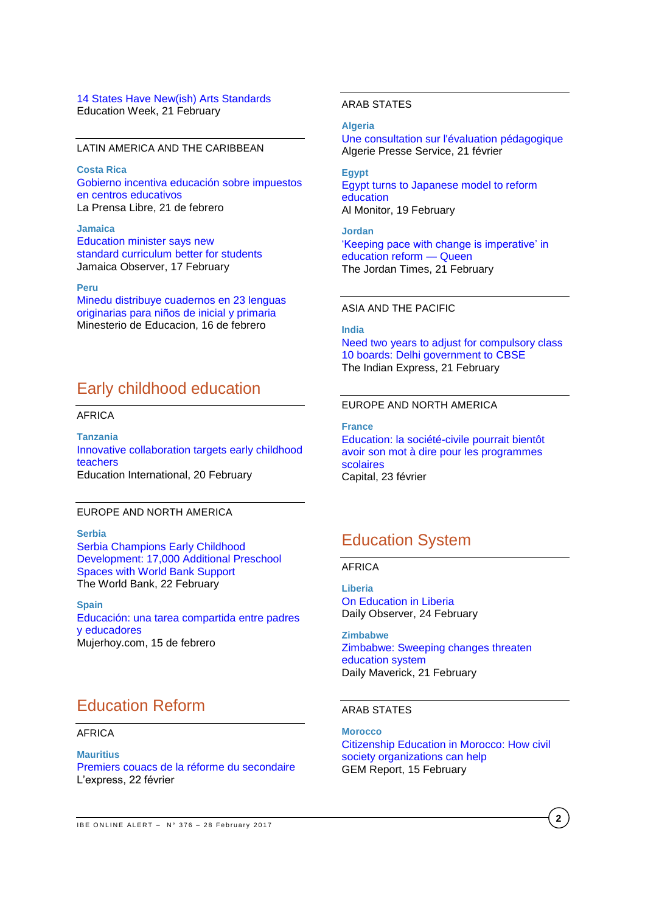14 States Have New(ish) Arts Standards
Education Week, 21 February

LATIN AMERICA AND THE CARIBBEAN

**Costa Rica**
Gobierno incentiva educación sobre impuestos en centros educativos
La Prensa Libre, 21 de febrero

**Jamaica**
Education minister says new standard curriculum better for students
Jamaica Observer, 17 February

**Peru**
Minedu distribuye cuadernos en 23 lenguas originarias para niños de inicial y primaria
Minesterio de Educacion, 16 de febrero

## Early childhood education

AFRICA

**Tanzania**
Innovative collaboration targets early childhood teachers
Education International, 20 February

EUROPE AND NORTH AMERICA

**Serbia**
Serbia Champions Early Childhood Development: 17,000 Additional Preschool Spaces with World Bank Support
The World Bank, 22 February

**Spain**
Educación: una tarea compartida entre padres y educadores
Mujerhoy.com, 15 de febrero

## Education Reform

AFRICA

**Mauritius**
Premiers couacs de la réforme du secondaire
L'express, 22 février

ARAB STATES

**Algeria**
Une consultation sur l'évaluation pédagogique
Algerie Presse Service, 21 février

**Egypt**
Egypt turns to Japanese model to reform education
Al Monitor, 19 February

**Jordan**
'Keeping pace with change is imperative' in education reform — Queen
The Jordan Times, 21 February

ASIA AND THE PACIFIC

**India**
Need two years to adjust for compulsory class 10 boards: Delhi government to CBSE
The Indian Express, 21 February

EUROPE AND NORTH AMERICA

**France**
Education: la société-civile pourrait bientôt avoir son mot à dire pour les programmes scolaires
Capital, 23 février

## Education System

AFRICA

**Liberia**
On Education in Liberia
Daily Observer, 24 February

**Zimbabwe**
Zimbabwe: Sweeping changes threaten education system
Daily Maverick, 21 February

ARAB STATES

**Morocco**
Citizenship Education in Morocco: How civil society organizations can help
GEM Report, 15 February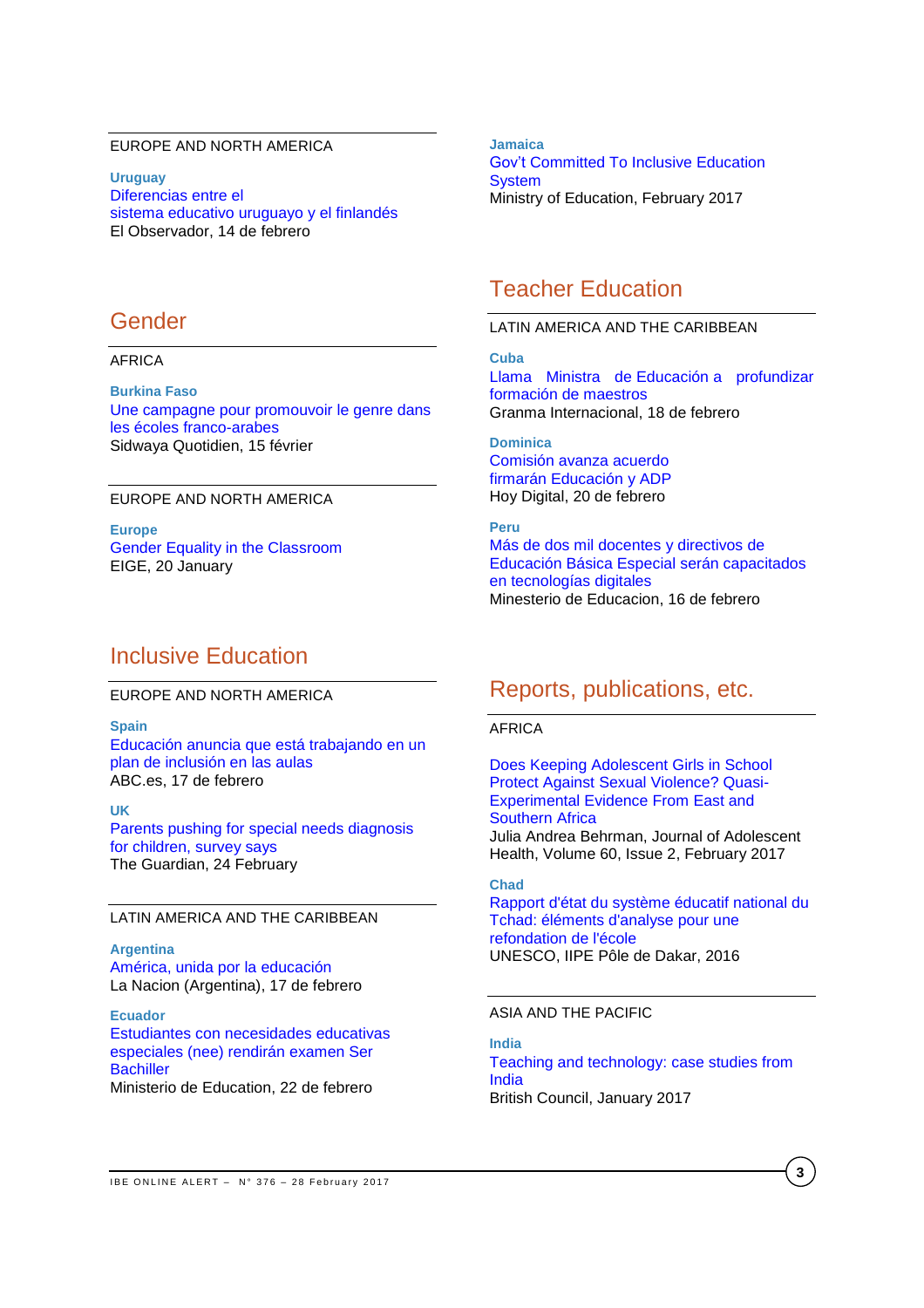EUROPE AND NORTH AMERICA

**Uruguay**
Diferencias entre el sistema educativo uruguayo y el finlandés
El Observador, 14 de febrero

## Gender

AFRICA

**Burkina Faso**
Une campagne pour promouvoir le genre dans les écoles franco-arabes
Sidwaya Quotidien, 15 février

EUROPE AND NORTH AMERICA

**Europe**
Gender Equality in the Classroom
EIGE, 20 January

## Inclusive Education

EUROPE AND NORTH AMERICA

**Spain**
Educación anuncia que está trabajando en un plan de inclusión en las aulas
ABC.es, 17 de febrero

**UK**
Parents pushing for special needs diagnosis for children, survey says
The Guardian, 24 February

LATIN AMERICA AND THE CARIBBEAN

**Argentina**
América, unida por la educación
La Nacion (Argentina), 17 de febrero

**Ecuador**
Estudiantes con necesidades educativas especiales (nee) rendirán examen Ser Bachiller
Ministerio de Education, 22 de febrero

**Jamaica**
Gov't Committed To Inclusive Education System
Ministry of Education, February 2017

## Teacher Education

LATIN AMERICA AND THE CARIBBEAN

**Cuba**
Llama Ministra de Educación a profundizar formación de maestros
Granma Internacional, 18 de febrero

**Dominica**
Comisión avanza acuerdo firmarán Educación y ADP
Hoy Digital, 20 de febrero

**Peru**
Más de dos mil docentes y directivos de Educación Básica Especial serán capacitados en tecnologías digitales
Ministerio de Educacion, 16 de febrero

## Reports, publications, etc.

AFRICA

Does Keeping Adolescent Girls in School Protect Against Sexual Violence? Quasi-Experimental Evidence From East and Southern Africa
Julia Andrea Behrman, Journal of Adolescent Health, Volume 60, Issue 2, February 2017

**Chad**
Rapport d'état du système éducatif national du Tchad: éléments d'analyse pour une refondation de l'école
UNESCO, IIPE Pôle de Dakar, 2016

ASIA AND THE PACIFIC

**India**
Teaching and technology: case studies from India
British Council, January 2017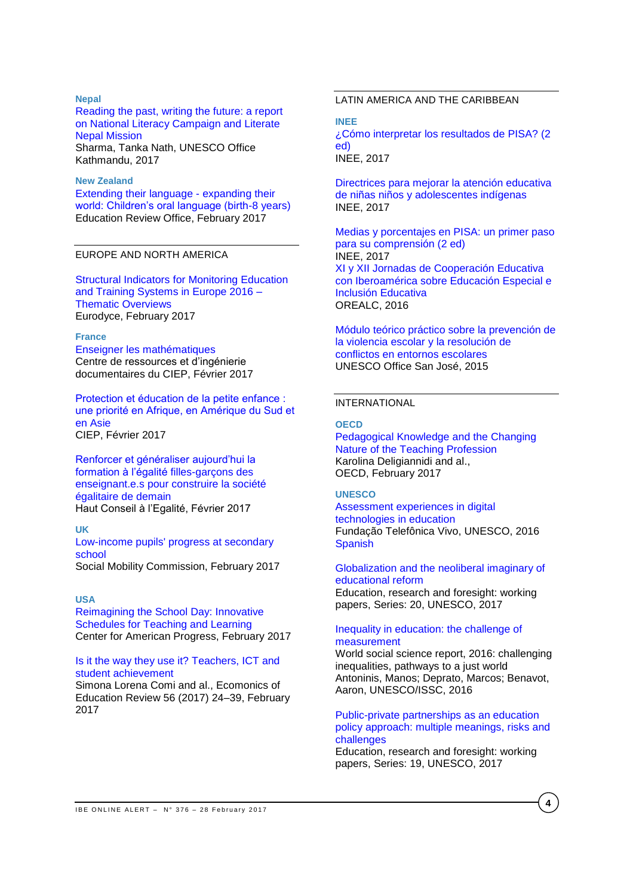**Nepal**

Reading the past, writing the future: a report on National Literacy Campaign and Literate Nepal Mission
Sharma, Tanka Nath, UNESCO Office Kathmandu, 2017

**New Zealand**

Extending their language - expanding their world: Children's oral language (birth-8 years)
Education Review Office, February 2017

## EUROPE AND NORTH AMERICA

Structural Indicators for Monitoring Education and Training Systems in Europe 2016 – Thematic Overviews
Eurodyce, February 2017

**France**

Enseigner les mathématiques
Centre de ressources et d'ingénierie documentaires du CIEP, Février 2017

Protection et éducation de la petite enfance : une priorité en Afrique, en Amérique du Sud et en Asie
CIEP, Février 2017

Renforcer et généraliser aujourd'hui la formation à l'égalité filles-garçons des enseignant.e.s pour construire la société égalitaire de demain
Haut Conseil à l'Egalité, Février 2017

**UK**

Low-income pupils' progress at secondary school
Social Mobility Commission, February 2017

**USA**

Reimagining the School Day: Innovative Schedules for Teaching and Learning
Center for American Progress, February 2017

Is it the way they use it? Teachers, ICT and student achievement
Simona Lorena Comi and al., Ecomonics of Education Review 56 (2017) 24–39, February 2017

## LATIN AMERICA AND THE CARIBBEAN

**INEE**

¿Cómo interpretar los resultados de PISA? (2 ed)
INEE, 2017

Directrices para mejorar la atención educativa de niñas niños y adolescentes indígenas
INEE, 2017

Medias y porcentajes en PISA: un primer paso para su comprensión (2 ed)
INEE, 2017

XI y XII Jornadas de Cooperación Educativa con Iberoamérica sobre Educación Especial e Inclusión Educativa
OREALC, 2016

Módulo teórico práctico sobre la prevención de la violencia escolar y la resolución de conflictos en entornos escolares
UNESCO Office San José, 2015

## INTERNATIONAL

**OECD**

Pedagogical Knowledge and the Changing Nature of the Teaching Profession
Karolina Deligiannidi and al., OECD, February 2017

**UNESCO**

Assessment experiences in digital technologies in education
Fundação Telefônica Vivo, UNESCO, 2016
Spanish

Globalization and the neoliberal imaginary of educational reform
Education, research and foresight: working papers, Series: 20, UNESCO, 2017

Inequality in education: the challenge of measurement
World social science report, 2016: challenging inequalities, pathways to a just world
Antoninis, Manos; Deprato, Marcos; Benavot, Aaron, UNESCO/ISSC, 2016

Public-private partnerships as an education policy approach: multiple meanings, risks and challenges
Education, research and foresight: working papers, Series: 19, UNESCO, 2017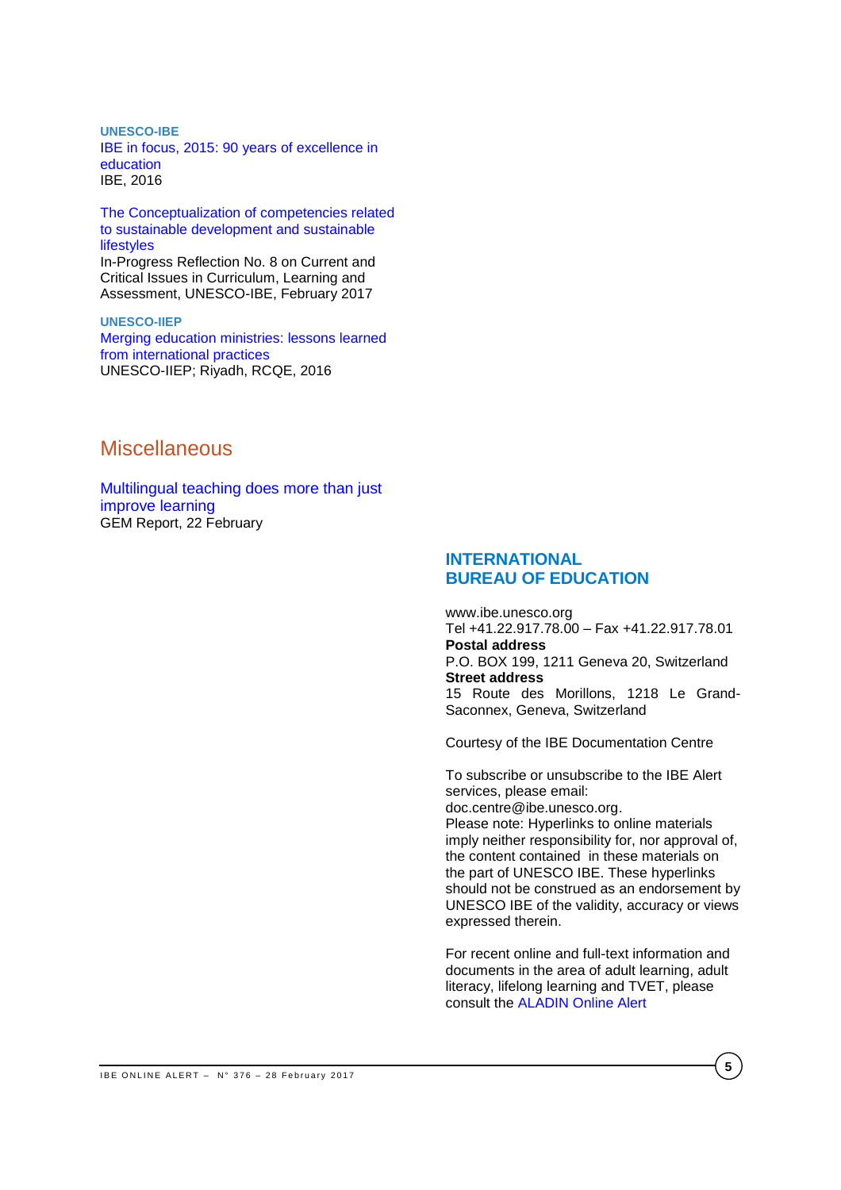**UNESCO-IBE**

IBE in focus, 2015: 90 years of excellence in education
IBE, 2016

The Conceptualization of competencies related to sustainable development and sustainable lifestyles
In-Progress Reflection No. 8 on Current and Critical Issues in Curriculum, Learning and Assessment, UNESCO-IBE, February 2017

**UNESCO-IIEP**

Merging education ministries: lessons learned from international practices
UNESCO-IIEP; Riyadh, RCQE, 2016

## Miscellaneous

Multilingual teaching does more than just improve learning
GEM Report, 22 February

### INTERNATIONAL BUREAU OF EDUCATION

www.ibe.unesco.org
Tel +41.22.917.78.00 – Fax +41.22.917.78.01
**Postal address**
P.O. BOX 199, 1211 Geneva 20, Switzerland
**Street address**
15 Route des Morillons, 1218 Le Grand-Saconnex, Geneva, Switzerland

Courtesy of the IBE Documentation Centre

To subscribe or unsubscribe to the IBE Alert services, please email: doc.centre@ibe.unesco.org.
Please note: Hyperlinks to online materials imply neither responsibility for, nor approval of, the content contained in these materials on the part of UNESCO IBE. These hyperlinks should not be construed as an endorsement by UNESCO IBE of the validity, accuracy or views expressed therein.

For recent online and full-text information and documents in the area of adult learning, adult literacy, lifelong learning and TVET, please consult the ALADIN Online Alert